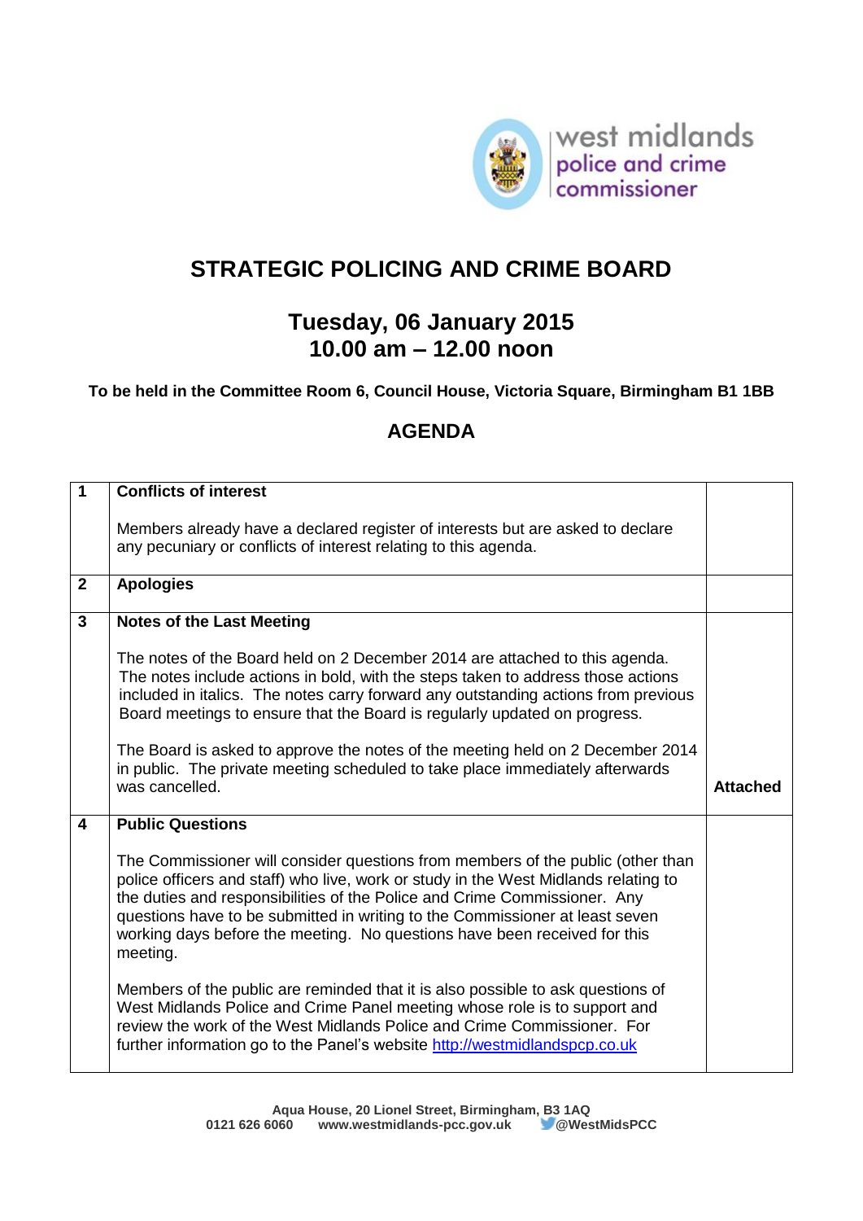west midlands police and crime commissioner

# STRATEGIC POLICING AND CRIME BOARD

## Tuesday, 06 January 2015
## 10.00 am – 12.00 noon

**To be held in the Committee Room 6, Council House, Victoria Square, Birmingham B1 1BB**

## AGENDA

| | | |
|---|---|---|
| **1** | **Conflicts of interest**<br><br>Members already have a declared register of interests but are asked to declare any pecuniary or conflicts of interest relating to this agenda. | |
| **2** | **Apologies** | |
| **3** | **Notes of the Last Meeting**<br><br>The notes of the Board held on 2 December 2014 are attached to this agenda. The notes include actions in bold, with the steps taken to address those actions included in italics. The notes carry forward any outstanding actions from previous Board meetings to ensure that the Board is regularly updated on progress.<br><br>The Board is asked to approve the notes of the meeting held on 2 December 2014 in public. The private meeting scheduled to take place immediately afterwards was cancelled. | **Attached** |
| **4** | **Public Questions**<br><br>The Commissioner will consider questions from members of the public (other than police officers and staff) who live, work or study in the West Midlands relating to the duties and responsibilities of the Police and Crime Commissioner. Any questions have to be submitted in writing to the Commissioner at least seven working days before the meeting. No questions have been received for this meeting.<br><br>Members of the public are reminded that it is also possible to ask questions of West Midlands Police and Crime Panel meeting whose role is to support and review the work of the West Midlands Police and Crime Commissioner. For further information go to the Panel's website http://westmidlandspcp.co.uk | |

**Aqua House, 20 Lionel Street, Birmingham, B3 1AQ**
**0121 626 6060 www.westmidlands-pcc.gov.uk @WestMidsPCC**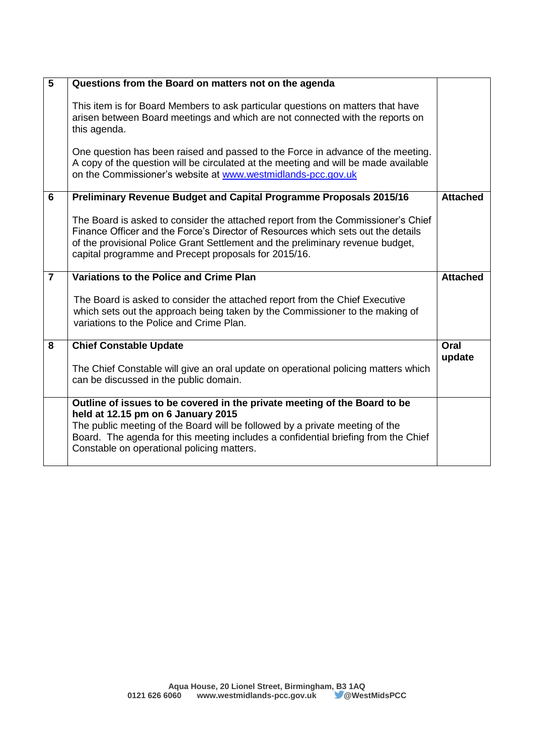| | | |
|---|---|---|
| **5** | **Questions from the Board on matters not on the agenda**<br><br>This item is for Board Members to ask particular questions on matters that have arisen between Board meetings and which are not connected with the reports on this agenda.<br><br>One question has been raised and passed to the Force in advance of the meeting. A copy of the question will be circulated at the meeting and will be made available on the Commissioner's website at [www.westmidlands-pcc.gov.uk](http://www.westmidlands-pcc.gov.uk) | |
| **6** | **Preliminary Revenue Budget and Capital Programme Proposals 2015/16**<br><br>The Board is asked to consider the attached report from the Commissioner's Chief Finance Officer and the Force's Director of Resources which sets out the details of the provisional Police Grant Settlement and the preliminary revenue budget, capital programme and Precept proposals for 2015/16. | **Attached** |
| **7** | **Variations to the Police and Crime Plan**<br><br>The Board is asked to consider the attached report from the Chief Executive which sets out the approach being taken by the Commissioner to the making of variations to the Police and Crime Plan. | **Attached** |
| **8** | **Chief Constable Update**<br><br>The Chief Constable will give an oral update on operational policing matters which can be discussed in the public domain. | **Oral update** |
| | **Outline of issues to be covered in the private meeting of the Board to be held at 12.15 pm on 6 January 2015**<br>The public meeting of the Board will be followed by a private meeting of the Board. The agenda for this meeting includes a confidential briefing from the Chief Constable on operational policing matters. | |

**Aqua House, 20 Lionel Street, Birmingham, B3 1AQ**
**0121 626 6060 www.westmidlands-pcc.gov.uk @WestMidsPCC**